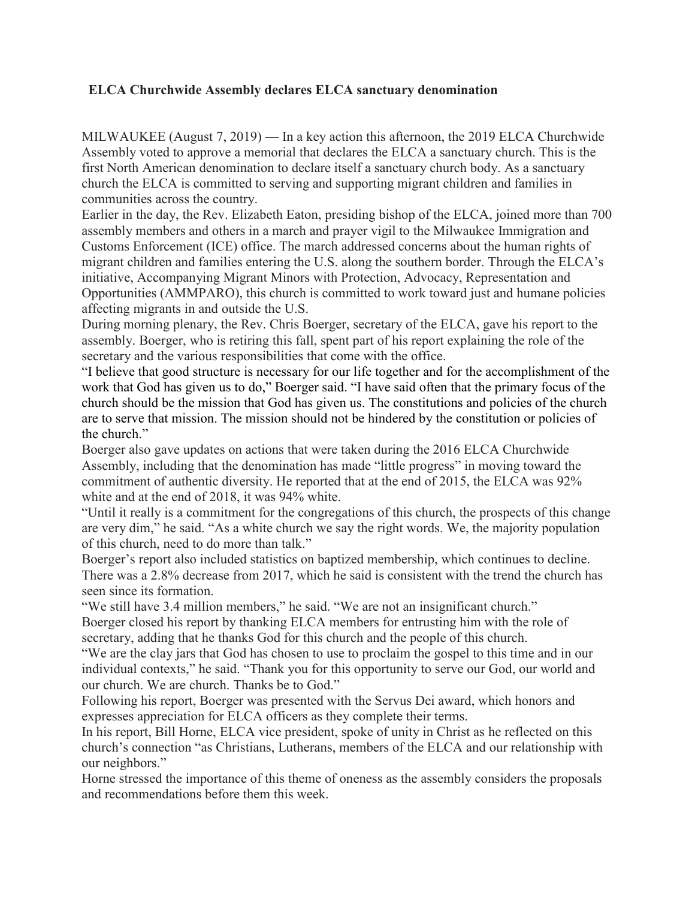## ELCA Churchwide Assembly declares ELCA sanctuary denomination

MILWAUKEE (August 7, 2019) — In a key action this afternoon, the 2019 ELCA Churchwide Assembly voted to approve a memorial that declares the ELCA a sanctuary church. This is the first North American denomination to declare itself a sanctuary church body. As a sanctuary church the ELCA is committed to serving and supporting migrant children and families in communities across the country.

Earlier in the day, the Rev. Elizabeth Eaton, presiding bishop of the ELCA, joined more than 700 assembly members and others in a march and prayer vigil to the Milwaukee Immigration and Customs Enforcement (ICE) office. The march addressed concerns about the human rights of migrant children and families entering the U.S. along the southern border. Through the ELCA's initiative, Accompanying Migrant Minors with Protection, Advocacy, Representation and Opportunities (AMMPARO), this church is committed to work toward just and humane policies affecting migrants in and outside the U.S.

During morning plenary, the Rev. Chris Boerger, secretary of the ELCA, gave his report to the assembly. Boerger, who is retiring this fall, spent part of his report explaining the role of the secretary and the various responsibilities that come with the office.

"I believe that good structure is necessary for our life together and for the accomplishment of the work that God has given us to do," Boerger said. "I have said often that the primary focus of the church should be the mission that God has given us. The constitutions and policies of the church are to serve that mission. The mission should not be hindered by the constitution or policies of the church."

Boerger also gave updates on actions that were taken during the 2016 ELCA Churchwide Assembly, including that the denomination has made "little progress" in moving toward the commitment of authentic diversity. He reported that at the end of 2015, the ELCA was 92% white and at the end of 2018, it was 94% white.

"Until it really is a commitment for the congregations of this church, the prospects of this change are very dim," he said. "As a white church we say the right words. We, the majority population of this church, need to do more than talk."

Boerger's report also included statistics on baptized membership, which continues to decline. There was a 2.8% decrease from 2017, which he said is consistent with the trend the church has seen since its formation.

"We still have 3.4 million members," he said. "We are not an insignificant church."

Boerger closed his report by thanking ELCA members for entrusting him with the role of secretary, adding that he thanks God for this church and the people of this church.

"We are the clay jars that God has chosen to use to proclaim the gospel to this time and in our individual contexts," he said. "Thank you for this opportunity to serve our God, our world and our church. We are church. Thanks be to God."

Following his report, Boerger was presented with the Servus Dei award, which honors and expresses appreciation for ELCA officers as they complete their terms.

In his report, Bill Horne, ELCA vice president, spoke of unity in Christ as he reflected on this church's connection "as Christians, Lutherans, members of the ELCA and our relationship with our neighbors."

Horne stressed the importance of this theme of oneness as the assembly considers the proposals and recommendations before them this week.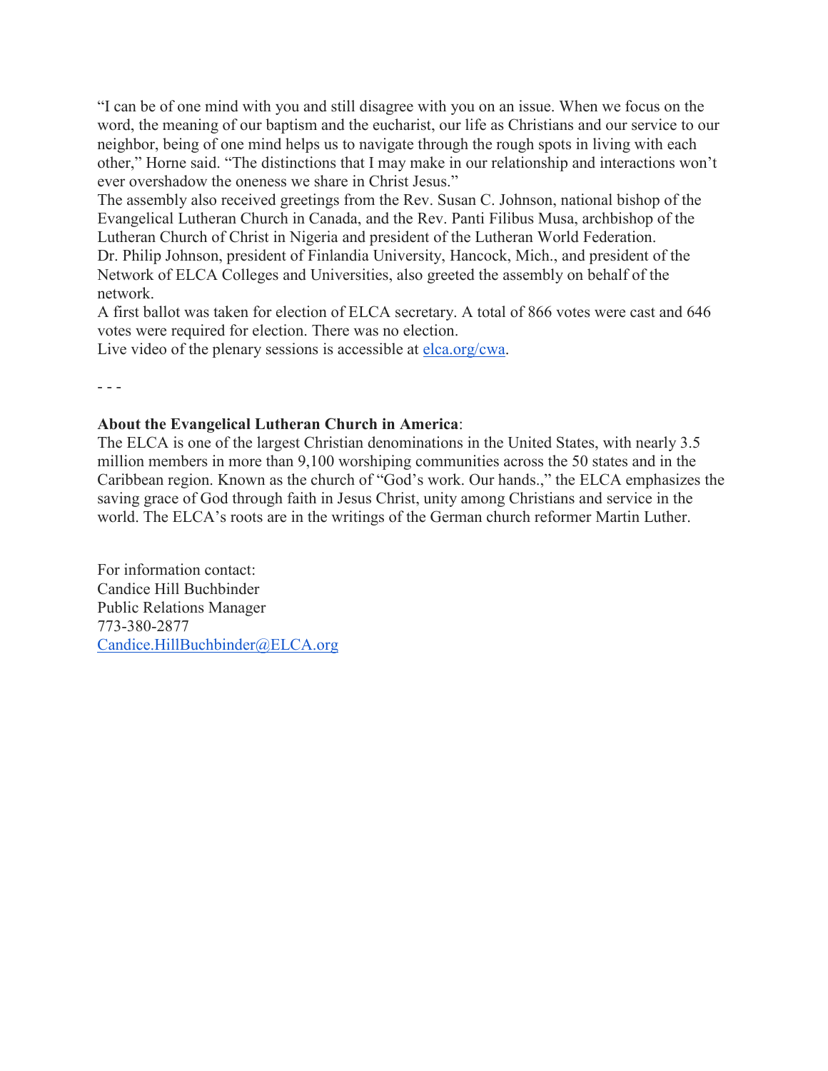"I can be of one mind with you and still disagree with you on an issue. When we focus on the word, the meaning of our baptism and the eucharist, our life as Christians and our service to our neighbor, being of one mind helps us to navigate through the rough spots in living with each other," Horne said. "The distinctions that I may make in our relationship and interactions won't ever overshadow the oneness we share in Christ Jesus."

The assembly also received greetings from the Rev. Susan C. Johnson, national bishop of the Evangelical Lutheran Church in Canada, and the Rev. Panti Filibus Musa, archbishop of the Lutheran Church of Christ in Nigeria and president of the Lutheran World Federation.

Dr. Philip Johnson, president of Finlandia University, Hancock, Mich., and president of the Network of ELCA Colleges and Universities, also greeted the assembly on behalf of the network.

A first ballot was taken for election of ELCA secretary. A total of 866 votes were cast and 646 votes were required for election. There was no election.

Live video of the plenary sessions is accessible at elca.org/cwa.

- - -

**About the Evangelical Lutheran Church in America**:

The ELCA is one of the largest Christian denominations in the United States, with nearly 3.5 million members in more than 9,100 worshiping communities across the 50 states and in the Caribbean region. Known as the church of "God's work. Our hands.," the ELCA emphasizes the saving grace of God through faith in Jesus Christ, unity among Christians and service in the world. The ELCA's roots are in the writings of the German church reformer Martin Luther.

For information contact:
Candice Hill Buchbinder
Public Relations Manager
773-380-2877
Candice.HillBuchbinder@ELCA.org